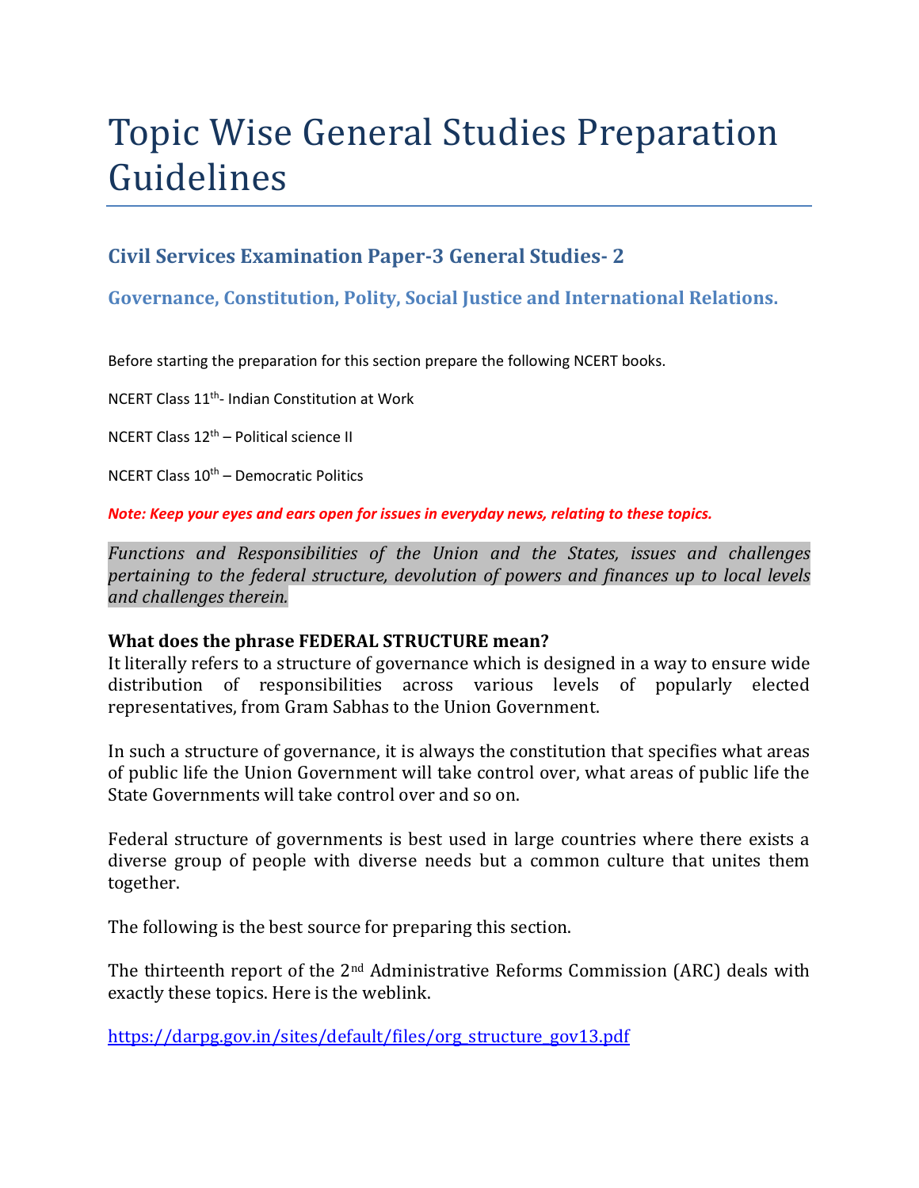# Topic Wise General Studies Preparation Guidelines

## Civil Services Examination Paper-3 General Studies- 2

### Governance, Constitution, Polity, Social Justice and International Relations.

Before starting the preparation for this section prepare the following NCERT books.

NCERT Class 11th- Indian Constitution at Work

NCERT Class 12th – Political science II

NCERT Class 10th – Democratic Politics

***Note: Keep your eyes and ears open for issues in everyday news, relating to these topics.***

*Functions and Responsibilities of the Union and the States, issues and challenges pertaining to the federal structure, devolution of powers and finances up to local levels and challenges therein.*

**What does the phrase FEDERAL STRUCTURE mean?**

It literally refers to a structure of governance which is designed in a way to ensure wide distribution of responsibilities across various levels of popularly elected representatives, from Gram Sabhas to the Union Government.

In such a structure of governance, it is always the constitution that specifies what areas of public life the Union Government will take control over, what areas of public life the State Governments will take control over and so on.

Federal structure of governments is best used in large countries where there exists a diverse group of people with diverse needs but a common culture that unites them together.

The following is the best source for preparing this section.

The thirteenth report of the 2nd Administrative Reforms Commission (ARC) deals with exactly these topics. Here is the weblink.

https://darpg.gov.in/sites/default/files/org_structure_gov13.pdf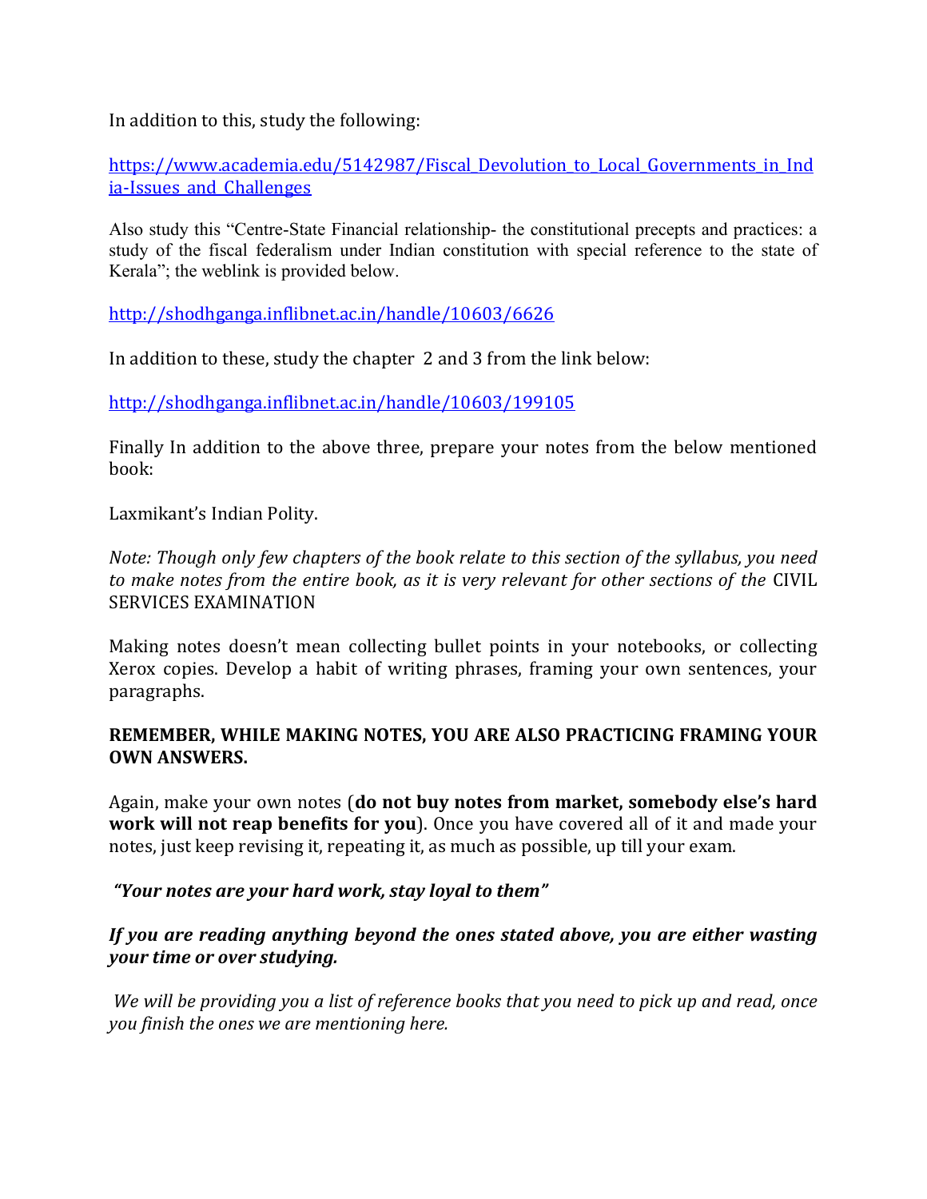In addition to this, study the following:

[https://www.academia.edu/5142987/Fiscal_Devolution_to_Local_Governments_in_India-Issues_and_Challenges](https://www.academia.edu/5142987/Fiscal_Devolution_to_Local_Governments_in_India-Issues_and_Challenges)

Also study this "Centre-State Financial relationship- the constitutional precepts and practices: a study of the fiscal federalism under Indian constitution with special reference to the state of Kerala"; the weblink is provided below.

[http://shodhganga.inflibnet.ac.in/handle/10603/6626](http://shodhganga.inflibnet.ac.in/handle/10603/6626)

In addition to these, study the chapter 2 and 3 from the link below:

[http://shodhganga.inflibnet.ac.in/handle/10603/199105](http://shodhganga.inflibnet.ac.in/handle/10603/199105)

Finally In addition to the above three, prepare your notes from the below mentioned book:

Laxmikant's Indian Polity.

*Note: Though only few chapters of the book relate to this section of the syllabus, you need to make notes from the entire book, as it is very relevant for other sections of the* CIVIL SERVICES EXAMINATION

Making notes doesn't mean collecting bullet points in your notebooks, or collecting Xerox copies. Develop a habit of writing phrases, framing your own sentences, your paragraphs.

**REMEMBER, WHILE MAKING NOTES, YOU ARE ALSO PRACTICING FRAMING YOUR OWN ANSWERS.**

Again, make your own notes (**do not buy notes from market, somebody else's hard work will not reap benefits for you**). Once you have covered all of it and made your notes, just keep revising it, repeating it, as much as possible, up till your exam.

***"Your notes are your hard work, stay loyal to them"***

***If you are reading anything beyond the ones stated above, you are either wasting your time or over studying.***

*We will be providing you a list of reference books that you need to pick up and read, once you finish the ones we are mentioning here.*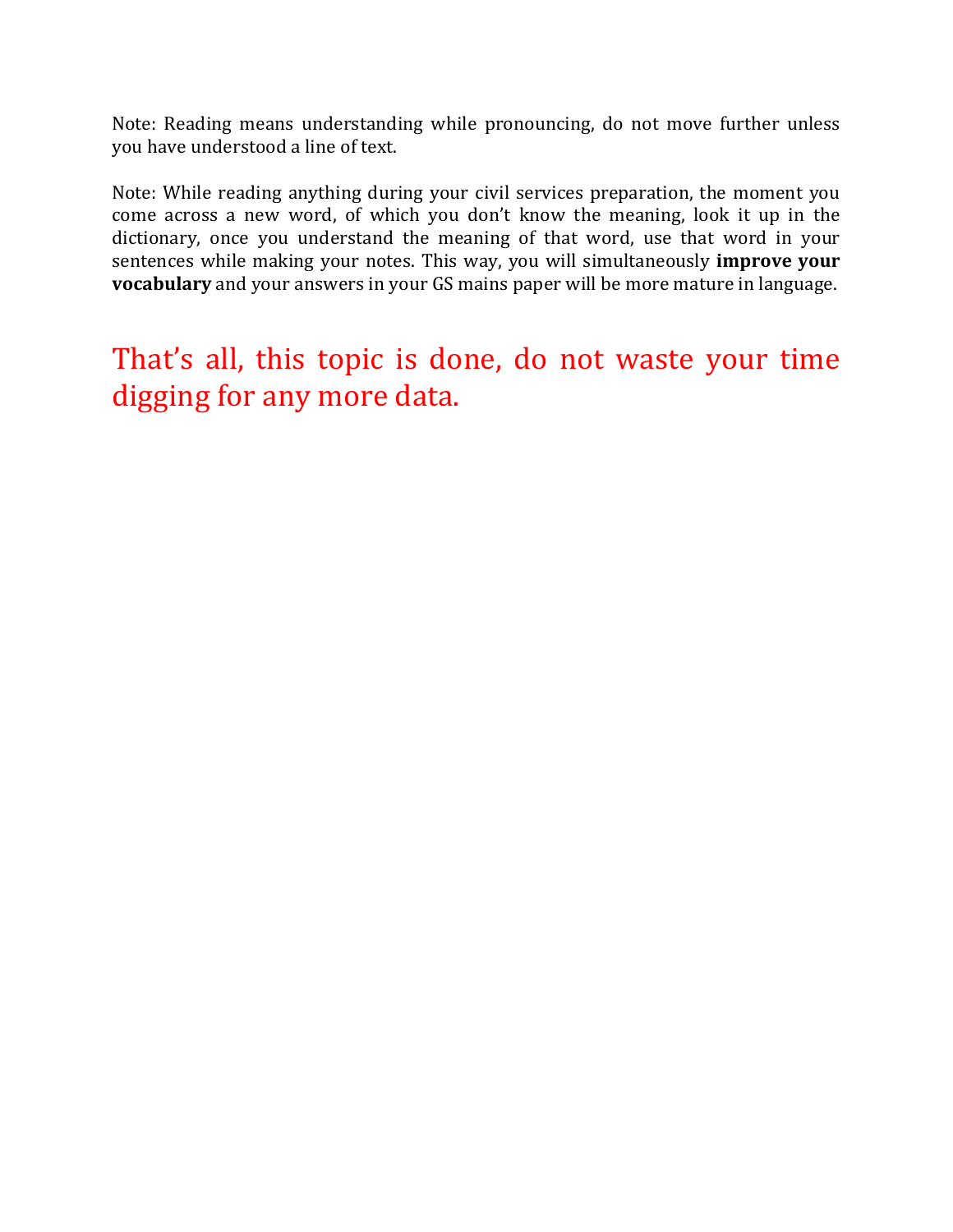Note: Reading means understanding while pronouncing, do not move further unless you have understood a line of text.

Note: While reading anything during your civil services preparation, the moment you come across a new word, of which you don't know the meaning, look it up in the dictionary, once you understand the meaning of that word, use that word in your sentences while making your notes. This way, you will simultaneously **improve your vocabulary** and your answers in your GS mains paper will be more mature in language.

That's all, this topic is done, do not waste your time digging for any more data.